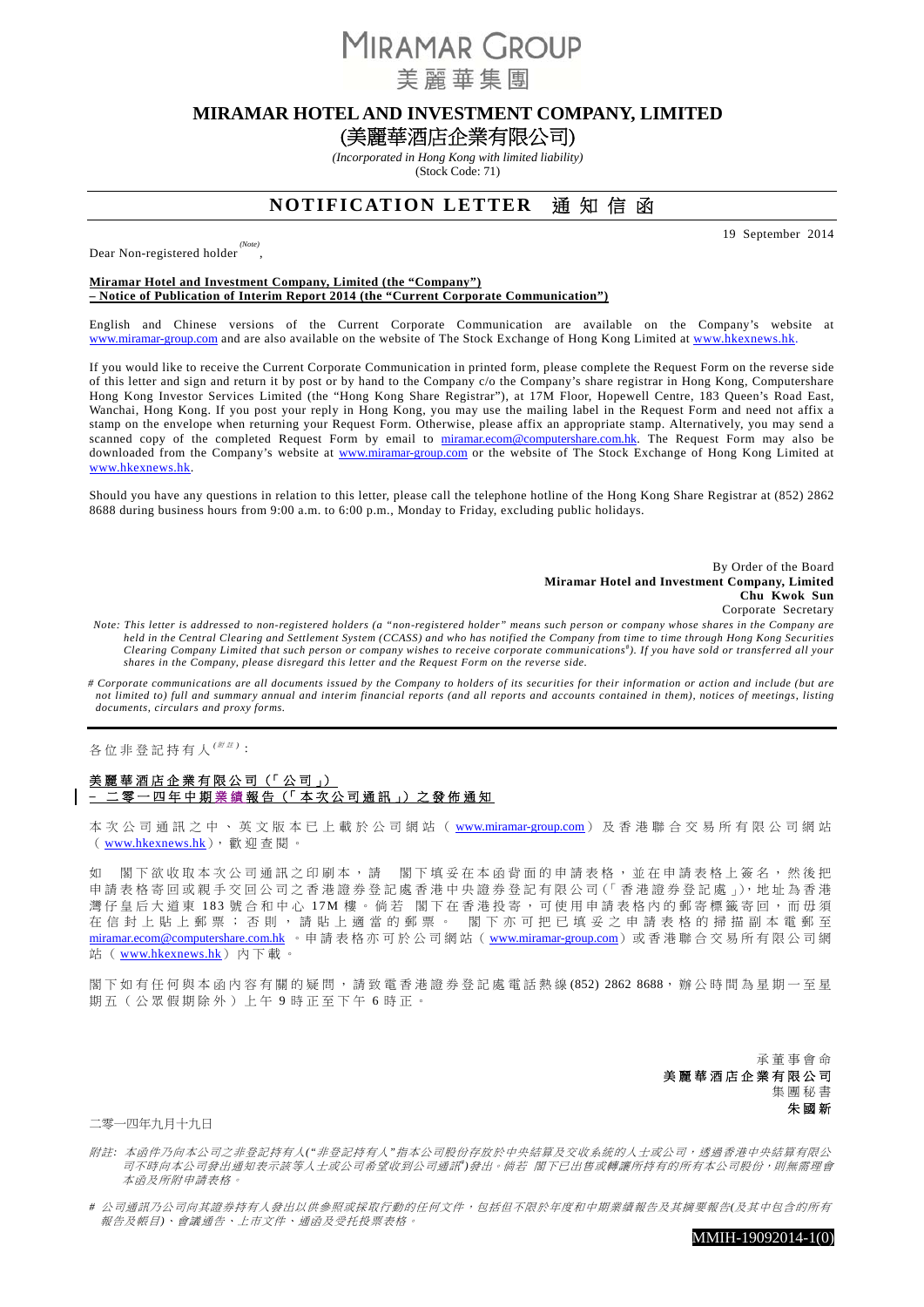MIRAMAR GROUP
美麗華集團

# MIRAMAR HOTEL AND INVESTMENT COMPANY, LIMITED
# (美麗華酒店企業有限公司)

*(Incorporated in Hong Kong with limited liability)*
(Stock Code: 71)

## NOTIFICATION LETTER 通知信函

19 September 2014

Dear Non-registered holder *(Note)*,

**Miramar Hotel and Investment Company, Limited (the "Company")**
**– Notice of Publication of Interim Report 2014 (the "Current Corporate Communication")**

English and Chinese versions of the Current Corporate Communication are available on the Company's website at www.miramar-group.com and are also available on the website of The Stock Exchange of Hong Kong Limited at www.hkexnews.hk.

If you would like to receive the Current Corporate Communication in printed form, please complete the Request Form on the reverse side of this letter and sign and return it by post or by hand to the Company c/o the Company's share registrar in Hong Kong, Computershare Hong Kong Investor Services Limited (the "Hong Kong Share Registrar"), at 17M Floor, Hopewell Centre, 183 Queen's Road East, Wanchai, Hong Kong. If you post your reply in Hong Kong, you may use the mailing label in the Request Form and need not affix a stamp on the envelope when returning your Request Form. Otherwise, please affix an appropriate stamp. Alternatively, you may send a scanned copy of the completed Request Form by email to miramar.ecom@computershare.com.hk. The Request Form may also be downloaded from the Company's website at www.miramar-group.com or the website of The Stock Exchange of Hong Kong Limited at www.hkexnews.hk.

Should you have any questions in relation to this letter, please call the telephone hotline of the Hong Kong Share Registrar at (852) 2862 8688 during business hours from 9:00 a.m. to 6:00 p.m., Monday to Friday, excluding public holidays.

By Order of the Board
**Miramar Hotel and Investment Company, Limited**
**Chu Kwok Sun**
Corporate Secretary

*Note: This letter is addressed to non-registered holders (a "non-registered holder" means such person or company whose shares in the Company are held in the Central Clearing and Settlement System (CCASS) and who has notified the Company from time to time through Hong Kong Securities Clearing Company Limited that such person or company wishes to receive corporate communications#). If you have sold or transferred all your shares in the Company, please disregard this letter and the Request Form on the reverse side.*

*# Corporate communications are all documents issued by the Company to holders of its securities for their information or action and include (but are not limited to) full and summary annual and interim financial reports (and all reports and accounts contained in them), notices of meetings, listing documents, circulars and proxy forms.*

---

各位非登記持有人*(附註)*：

**美麗華酒店企業有限公司（「公司」）**
**– 二零一四年中期業績報告（「本次公司通訊」）之發佈通知**

本次公司通訊之中、英文版本已上載於公司網站（www.miramar-group.com）及香港聯合交易所有限公司網站（www.hkexnews.hk），歡迎查閱。

如 閣下欲收取本次公司通訊之印刷本，請 閣下填妥在本函背面的申請表格，並在申請表格上簽名，然後把申請表格寄回或親手交回公司之香港證券登記處香港中央證券登記有限公司(「香港證券登記處」)，地址為香港灣仔皇后大道東183號合和中心17M樓。倘若 閣下在香港投寄，可使用申請表格內的郵寄標籤寄回，而毋須在信封上貼上郵票；否則，請貼上適當的郵票。 閣下亦可把已填妥之申請表格的掃描副本電郵至miramar.ecom@computershare.com.hk。申請表格亦可於公司網站（www.miramar-group.com）或香港聯合交易所有限公司網站（www.hkexnews.hk）內下載。

閣下如有任何與本函內容有關的疑問，請致電香港證券登記處電話熱線(852) 2862 8688，辦公時間為星期一至星期五（公眾假期除外）上午9時正至下午6時正。

承董事會命
**美麗華酒店企業有限公司**
集團秘書
**朱國新**

二零一四年九月十九日

*附註：本函件乃向本公司之非登記持有人("非登記持有人"指本公司股份存放於中央結算及交收系統的人士或公司，透過香港中央結算有限公司不時向本公司發出通知表示該等人士或公司希望收到公司通訊#)發出。倘若 閣下已出售或轉讓所持有的所有本公司股份，則無需理會本函及所附申請表格。*

*# 公司通訊乃公司向其證券持有人發出以供參照或採取行動的任何文件，包括但不限於年度和中期業績報告及其摘要報告(及其中包含的所有報告及帳目)、會議通告、上市文件、通函及受托投票表格。*

MMIH-19092014-1(0)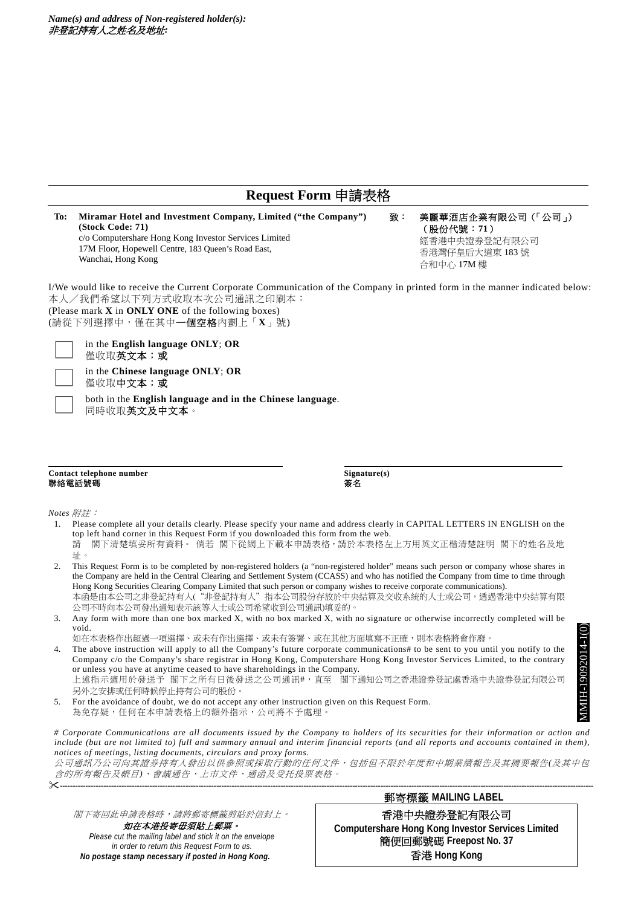***Name(s) and address of Non-registered holder(s):***
***非登記持有人之姓名及地址:***

# Request Form 申請表格

| | | | |
|---|---|---|---|
| **To:** | **Miramar Hotel and Investment Company, Limited ("the Company") (Stock Code: 71)**<br>c/o Computershare Hong Kong Investor Services Limited<br>17M Floor, Hopewell Centre, 183 Queen's Road East,<br>Wanchai, Hong Kong | **致：** | **美麗華酒店企業有限公司（「公司」）（股份代號：71）**<br>經香港中央證券登記有限公司<br>香港灣仔皇后大道東183號<br>合和中心17M樓 |

I/We would like to receive the Current Corporate Communication of the Company in printed form in the manner indicated below:
本人／我們希望以下列方式收取本次公司通訊之印刷本：
(Please mark **X** in **ONLY ONE** of the following boxes)
(請從下列選擇中，僅在其中**一個空格**內劃上「**X**」號)

☐ in the **English language ONLY**; **OR**
僅收取**英文本；或**

☐ in the **Chinese language ONLY**; **OR**
僅收取**中文本；或**

☐ both in the **English language and in the Chinese language**.
同時收取**英文及中文本**。

**Contact telephone number**
**聯絡電話號碼**

**Signature(s)**
**簽名**

*Notes 附註：*

1. Please complete all your details clearly. Please specify your name and address clearly in CAPITAL LETTERS IN ENGLISH on the top left hand corner in this Request Form if you downloaded this form from the web.
請　閣下清楚填妥所有資料。倘若　閣下從網上下載本申請表格，請於本表格左上方用英文正楷清楚註明　閣下的姓名及地址。
2. This Request Form is to be completed by non-registered holders (a "non-registered holder" means such person or company whose shares in the Company are held in the Central Clearing and Settlement System (CCASS) and who has notified the Company from time to time through Hong Kong Securities Clearing Company Limited that such person or company wishes to receive corporate communications).
本函是由本公司之非登記持有人("非登記持有人"指本公司股份存放於中央結算及交收系統的人士或公司，透過香港中央結算有限公司不時向本公司發出通知表示該等人士或公司希望收到公司通訊)填妥的。
3. Any form with more than one box marked X, with no box marked X, with no signature or otherwise incorrectly completed will be void.
如在本表格作出超過一項選擇、或未有作出選擇、或未有簽署、或在其他方面填寫不正確，則本表格將會作廢。
4. The above instruction will apply to all the Company's future corporate communications# to be sent to you until you notify to the Company c/o the Company's share registrar in Hong Kong, Computershare Hong Kong Investor Services Limited, to the contrary or unless you have at anytime ceased to have shareholdings in the Company.
上述指示適用於發送予　閣下之所有日後發送之公司通訊#，直至　閣下通知公司之香港證券登記處香港中央證券登記有限公司另外之安排或任何時候停止持有公司的股份。
5. For the avoidance of doubt, we do not accept any other instruction given on this Request Form.
為免存疑，任何在本申請表格上的額外指示，公司將不予處理。

MMIH-19092014-1(0)

*# Corporate Communications are all documents issued by the Company to holders of its securities for their information or action and include (but are not limited to) full and summary annual and interim financial reports (and all reports and accounts contained in them), notices of meetings, listing documents, circulars and proxy forms.*
*公司通訊乃公司向其證券持有人發出以供參照或採取行動的任何文件，包括但不限於年度和中期業績報告及其摘要報告(及其中包含的所有報告及帳目)、會議通告、上市文件、通函及委托投票表格。*

*閣下寄回此申請表格時，請將郵寄標籤剪貼於信封上。*
***如在本港投寄毋須貼上郵票。***
*Please cut the mailing label and stick it on the envelope in order to return this Request Form to us.*
***No postage stamp necessary if posted in Hong Kong.***

**郵寄標籤 MAILING LABEL**

**香港中央證券登記有限公司**
**Computershare Hong Kong Investor Services Limited**
**簡便回郵號碼 Freepost No. 37**
**香港 Hong Kong**